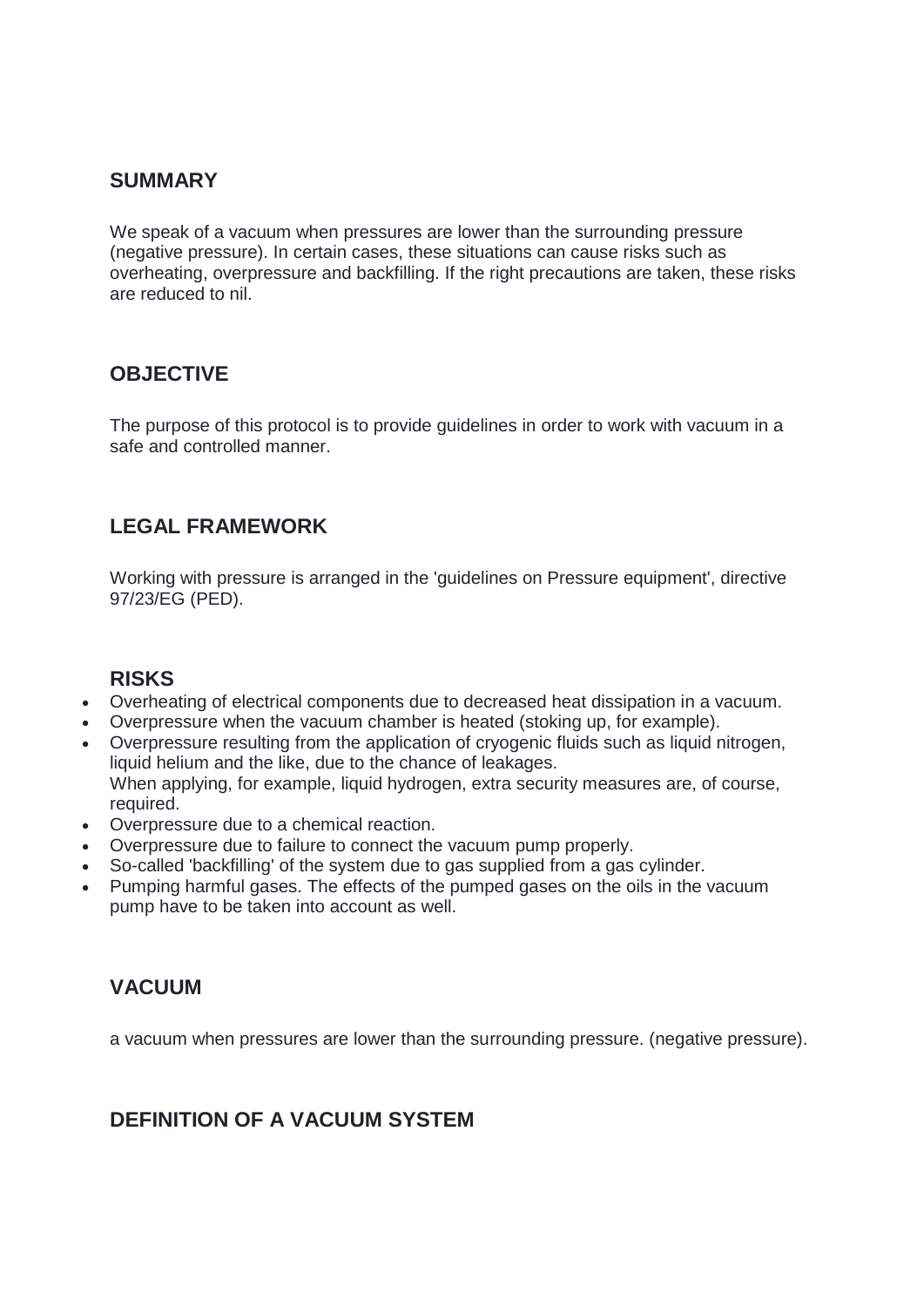## SUMMARY

We speak of a vacuum when pressures are lower than the surrounding pressure (negative pressure). In certain cases, these situations can cause risks such as overheating, overpressure and backfilling. If the right precautions are taken, these risks are reduced to nil.

## OBJECTIVE

The purpose of this protocol is to provide guidelines in order to work with vacuum in a safe and controlled manner.

## LEGAL FRAMEWORK

Working with pressure is arranged in the 'guidelines on Pressure equipment', directive 97/23/EG (PED).

## RISKS

- Overheating of electrical components due to decreased heat dissipation in a vacuum.
- Overpressure when the vacuum chamber is heated (stoking up, for example).
- Overpressure resulting from the application of cryogenic fluids such as liquid nitrogen, liquid helium and the like, due to the chance of leakages.
  When applying, for example, liquid hydrogen, extra security measures are, of course, required.
- Overpressure due to a chemical reaction.
- Overpressure due to failure to connect the vacuum pump properly.
- So-called 'backfilling' of the system due to gas supplied from a gas cylinder.
- Pumping harmful gases. The effects of the pumped gases on the oils in the vacuum pump have to be taken into account as well.

## VACUUM

a vacuum when pressures are lower than the surrounding pressure. (negative pressure).

## DEFINITION OF A VACUUM SYSTEM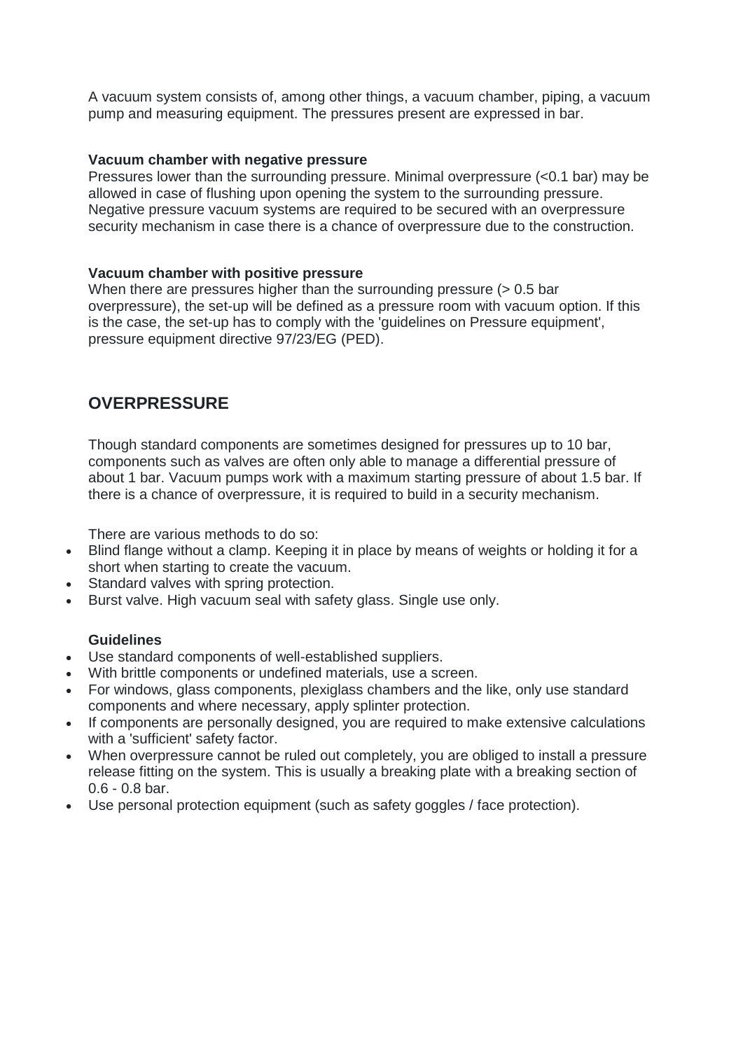A vacuum system consists of, among other things, a vacuum chamber, piping, a vacuum pump and measuring equipment. The pressures present are expressed in bar.

**Vacuum chamber with negative pressure**
Pressures lower than the surrounding pressure. Minimal overpressure (<0.1 bar) may be allowed in case of flushing upon opening the system to the surrounding pressure. Negative pressure vacuum systems are required to be secured with an overpressure security mechanism in case there is a chance of overpressure due to the construction.

**Vacuum chamber with positive pressure**
When there are pressures higher than the surrounding pressure (> 0.5 bar overpressure), the set-up will be defined as a pressure room with vacuum option. If this is the case, the set-up has to comply with the 'guidelines on Pressure equipment', pressure equipment directive 97/23/EG (PED).

## OVERPRESSURE

Though standard components are sometimes designed for pressures up to 10 bar, components such as valves are often only able to manage a differential pressure of about 1 bar. Vacuum pumps work with a maximum starting pressure of about 1.5 bar. If there is a chance of overpressure, it is required to build in a security mechanism.

There are various methods to do so:

- Blind flange without a clamp. Keeping it in place by means of weights or holding it for a short when starting to create the vacuum.
- Standard valves with spring protection.
- Burst valve. High vacuum seal with safety glass. Single use only.

**Guidelines**

- Use standard components of well-established suppliers.
- With brittle components or undefined materials, use a screen.
- For windows, glass components, plexiglass chambers and the like, only use standard components and where necessary, apply splinter protection.
- If components are personally designed, you are required to make extensive calculations with a 'sufficient' safety factor.
- When overpressure cannot be ruled out completely, you are obliged to install a pressure release fitting on the system. This is usually a breaking plate with a breaking section of 0.6 - 0.8 bar.
- Use personal protection equipment (such as safety goggles / face protection).